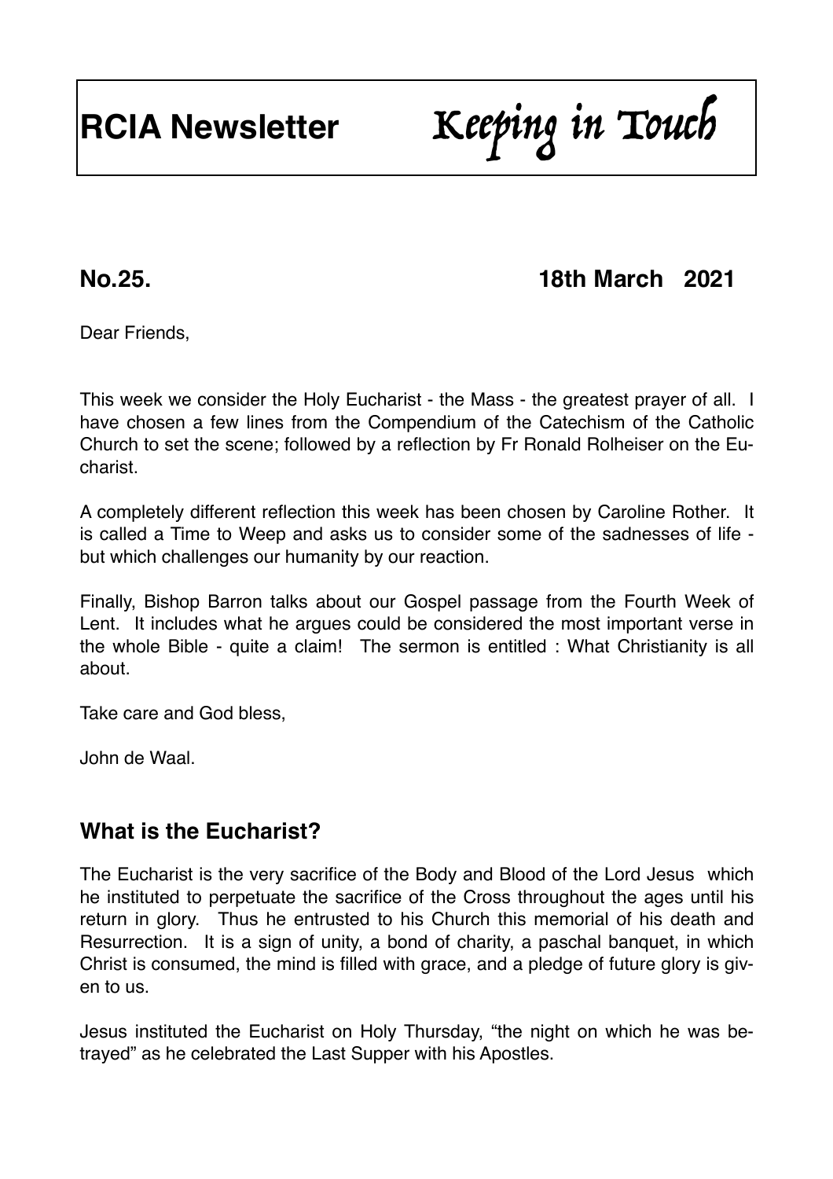# RCIA Newsletter *Keeping in Touch*

**No.25. 18th March 2021**

Dear Friends,

This week we consider the Holy Eucharist - the Mass - the greatest prayer of all. I have chosen a few lines from the Compendium of the Catechism of the Catholic Church to set the scene; followed by a reflection by Fr Ronald Rolheiser on the Eucharist.

A completely different reflection this week has been chosen by Caroline Rother. It is called a Time to Weep and asks us to consider some of the sadnesses of life - but which challenges our humanity by our reaction.

Finally, Bishop Barron talks about our Gospel passage from the Fourth Week of Lent. It includes what he argues could be considered the most important verse in the whole Bible - quite a claim! The sermon is entitled : What Christianity is all about.

Take care and God bless,

John de Waal.

## What is the Eucharist?

The Eucharist is the very sacrifice of the Body and Blood of the Lord Jesus which he instituted to perpetuate the sacrifice of the Cross throughout the ages until his return in glory. Thus he entrusted to his Church this memorial of his death and Resurrection. It is a sign of unity, a bond of charity, a paschal banquet, in which Christ is consumed, the mind is filled with grace, and a pledge of future glory is given to us.

Jesus instituted the Eucharist on Holy Thursday, "the night on which he was betrayed" as he celebrated the Last Supper with his Apostles.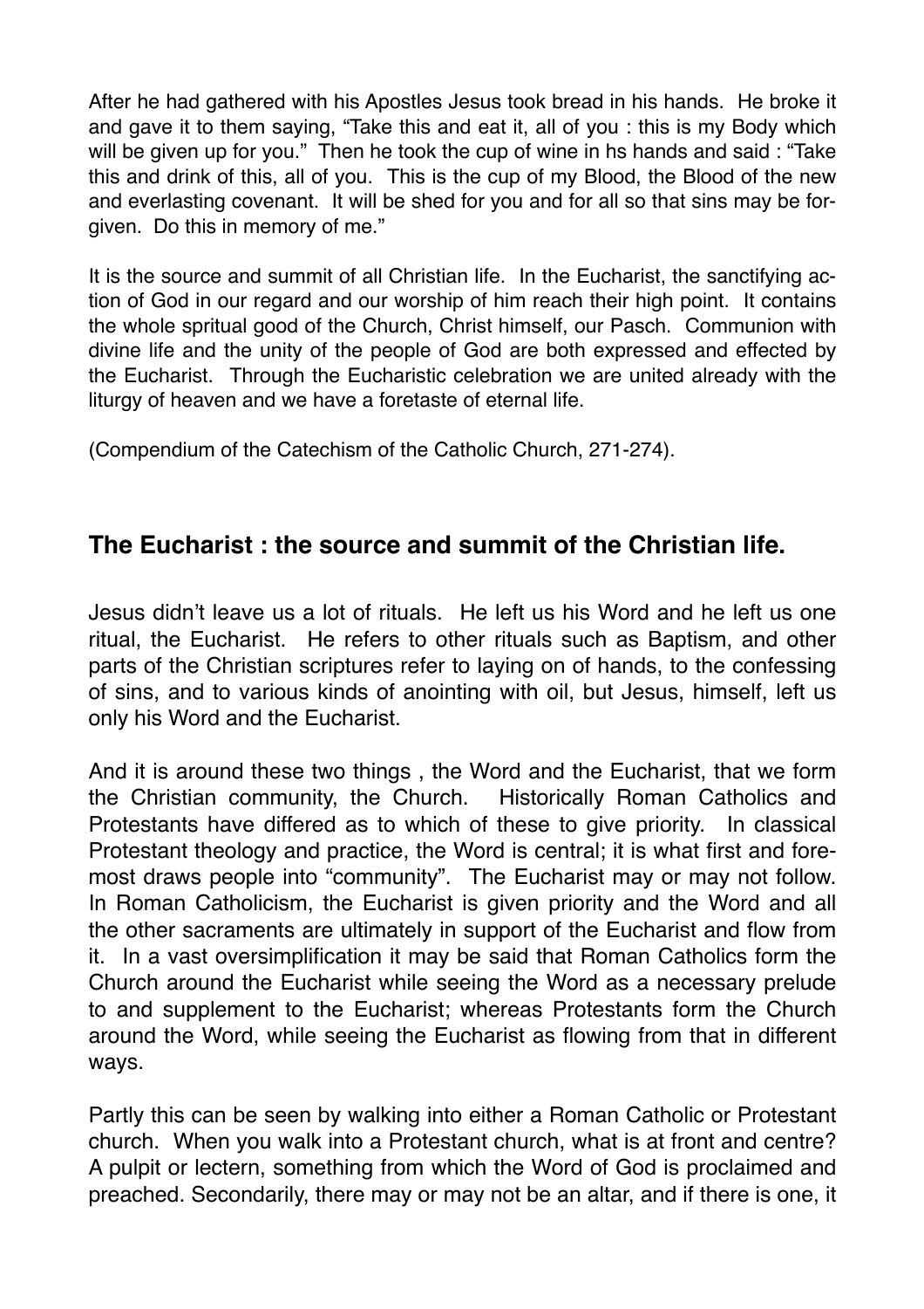After he had gathered with his Apostles Jesus took bread in his hands. He broke it and gave it to them saying, "Take this and eat it, all of you : this is my Body which will be given up for you." Then he took the cup of wine in hs hands and said : "Take this and drink of this, all of you. This is the cup of my Blood, the Blood of the new and everlasting covenant. It will be shed for you and for all so that sins may be forgiven. Do this in memory of me."

It is the source and summit of all Christian life. In the Eucharist, the sanctifying action of God in our regard and our worship of him reach their high point. It contains the whole spritual good of the Church, Christ himself, our Pasch. Communion with divine life and the unity of the people of God are both expressed and effected by the Eucharist. Through the Eucharistic celebration we are united already with the liturgy of heaven and we have a foretaste of eternal life.

(Compendium of the Catechism of the Catholic Church, 271-274).

## The Eucharist : the source and summit of the Christian life.

Jesus didn't leave us a lot of rituals. He left us his Word and he left us one ritual, the Eucharist. He refers to other rituals such as Baptism, and other parts of the Christian scriptures refer to laying on of hands, to the confessing of sins, and to various kinds of anointing with oil, but Jesus, himself, left us only his Word and the Eucharist.

And it is around these two things , the Word and the Eucharist, that we form the Christian community, the Church. Historically Roman Catholics and Protestants have differed as to which of these to give priority. In classical Protestant theology and practice, the Word is central; it is what first and foremost draws people into "community". The Eucharist may or may not follow. In Roman Catholicism, the Eucharist is given priority and the Word and all the other sacraments are ultimately in support of the Eucharist and flow from it. In a vast oversimplification it may be said that Roman Catholics form the Church around the Eucharist while seeing the Word as a necessary prelude to and supplement to the Eucharist; whereas Protestants form the Church around the Word, while seeing the Eucharist as flowing from that in different ways.

Partly this can be seen by walking into either a Roman Catholic or Protestant church. When you walk into a Protestant church, what is at front and centre? A pulpit or lectern, something from which the Word of God is proclaimed and preached. Secondarily, there may or may not be an altar, and if there is one, it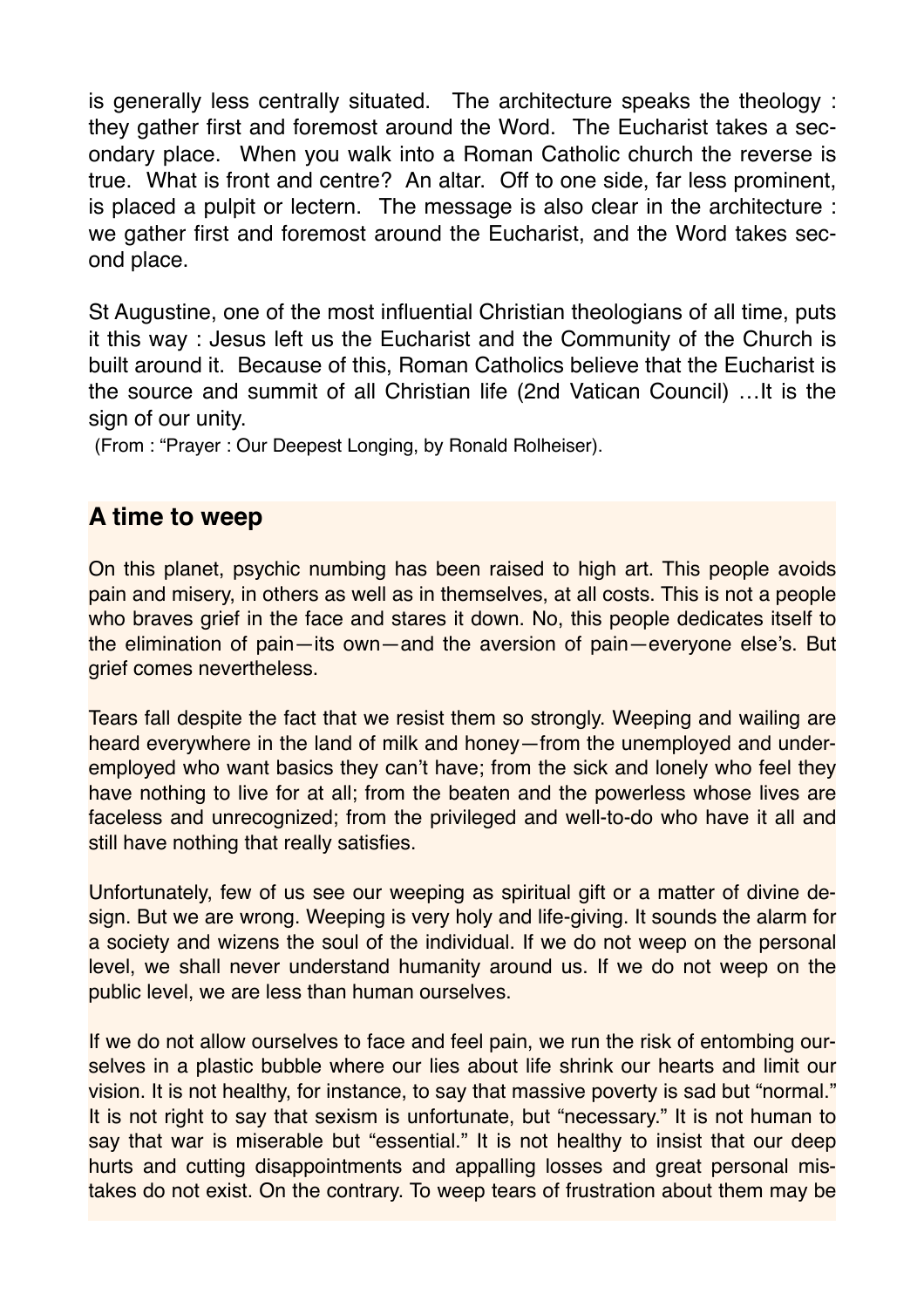is generally less centrally situated. The architecture speaks the theology : they gather first and foremost around the Word. The Eucharist takes a secondary place. When you walk into a Roman Catholic church the reverse is true. What is front and centre? An altar. Off to one side, far less prominent, is placed a pulpit or lectern. The message is also clear in the architecture : we gather first and foremost around the Eucharist, and the Word takes second place.

St Augustine, one of the most influential Christian theologians of all time, puts it this way : Jesus left us the Eucharist and the Community of the Church is built around it. Because of this, Roman Catholics believe that the Eucharist is the source and summit of all Christian life (2nd Vatican Council) …It is the sign of our unity.

(From : "Prayer : Our Deepest Longing, by Ronald Rolheiser).

## A time to weep

On this planet, psychic numbing has been raised to high art. This people avoids pain and misery, in others as well as in themselves, at all costs. This is not a people who braves grief in the face and stares it down. No, this people dedicates itself to the elimination of pain—its own—and the aversion of pain—everyone else's. But grief comes nevertheless.

Tears fall despite the fact that we resist them so strongly. Weeping and wailing are heard everywhere in the land of milk and honey—from the unemployed and underemployed who want basics they can't have; from the sick and lonely who feel they have nothing to live for at all; from the beaten and the powerless whose lives are faceless and unrecognized; from the privileged and well-to-do who have it all and still have nothing that really satisfies.

Unfortunately, few of us see our weeping as spiritual gift or a matter of divine design. But we are wrong. Weeping is very holy and life-giving. It sounds the alarm for a society and wizens the soul of the individual. If we do not weep on the personal level, we shall never understand humanity around us. If we do not weep on the public level, we are less than human ourselves.

If we do not allow ourselves to face and feel pain, we run the risk of entombing ourselves in a plastic bubble where our lies about life shrink our hearts and limit our vision. It is not healthy, for instance, to say that massive poverty is sad but "normal." It is not right to say that sexism is unfortunate, but "necessary." It is not human to say that war is miserable but "essential." It is not healthy to insist that our deep hurts and cutting disappointments and appalling losses and great personal mistakes do not exist. On the contrary. To weep tears of frustration about them may be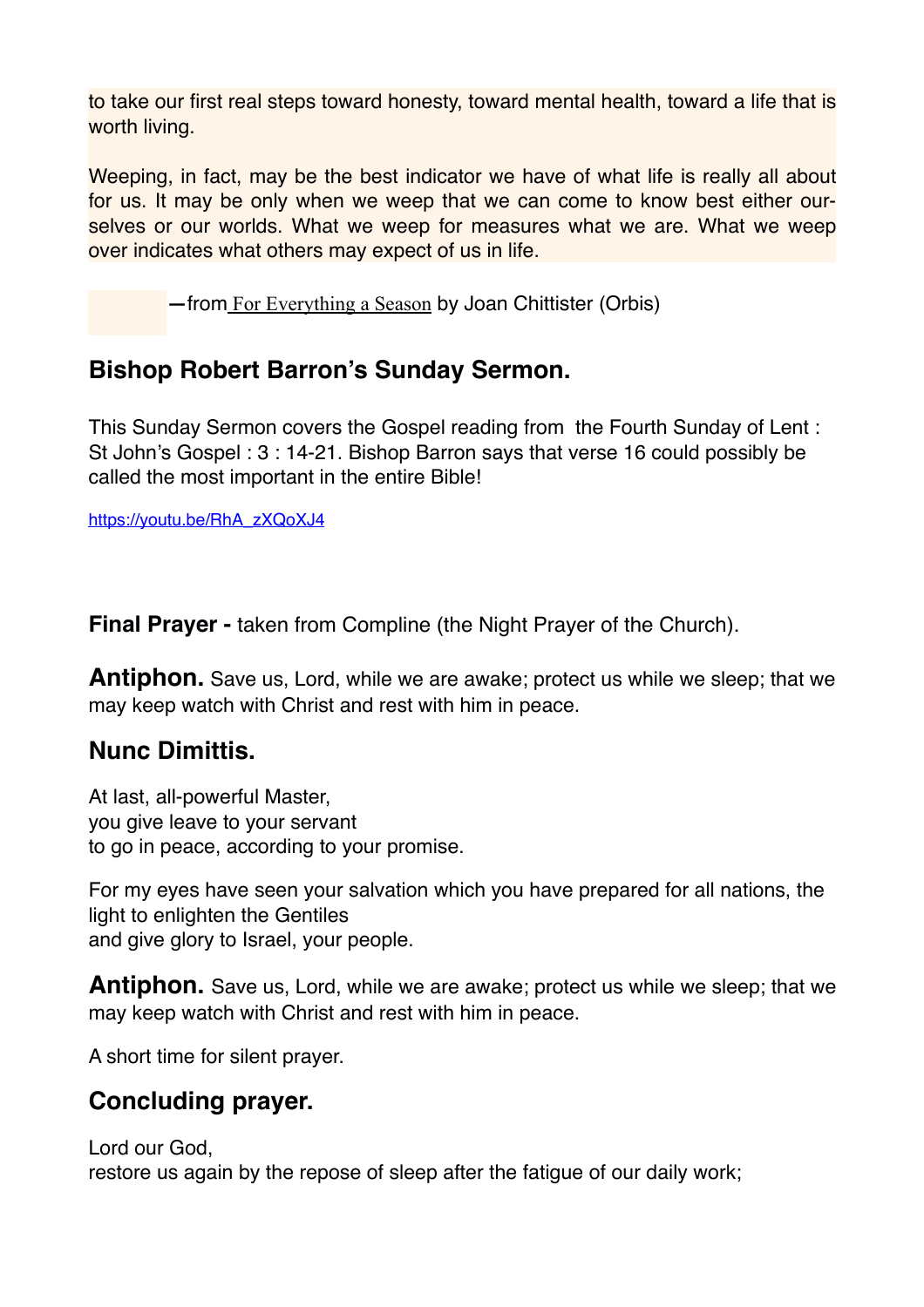to take our first real steps toward honesty, toward mental health, toward a life that is worth living.

Weeping, in fact, may be the best indicator we have of what life is really all about for us. It may be only when we weep that we can come to know best either ourselves or our worlds. What we weep for measures what we are. What we weep over indicates what others may expect of us in life.

—from For Everything a Season by Joan Chittister (Orbis)

## Bishop Robert Barron's Sunday Sermon.

This Sunday Sermon covers the Gospel reading from the Fourth Sunday of Lent : St John's Gospel : 3 : 14-21. Bishop Barron says that verse 16 could possibly be called the most important in the entire Bible!

https://youtu.be/RhA_zXQoXJ4

**Final Prayer -** taken from Compline (the Night Prayer of the Church).

**Antiphon.** Save us, Lord, while we are awake; protect us while we sleep; that we may keep watch with Christ and rest with him in peace.

## Nunc Dimittis.

At last, all-powerful Master,
you give leave to your servant
to go in peace, according to your promise.

For my eyes have seen your salvation which you have prepared for all nations, the light to enlighten the Gentiles
and give glory to Israel, your people.

**Antiphon.** Save us, Lord, while we are awake; protect us while we sleep; that we may keep watch with Christ and rest with him in peace.

A short time for silent prayer.

## Concluding prayer.

Lord our God,
restore us again by the repose of sleep after the fatigue of our daily work;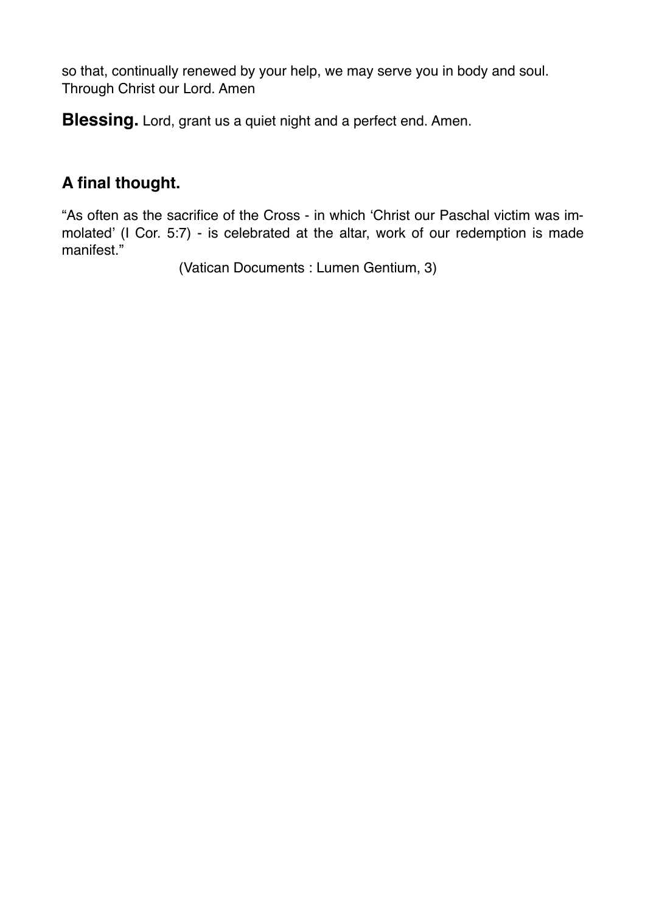so that, continually renewed by your help, we may serve you in body and soul. Through Christ our Lord. Amen

**Blessing.** Lord, grant us a quiet night and a perfect end. Amen.

## A final thought.

"As often as the sacrifice of the Cross - in which 'Christ our Paschal victim was immolated' (I Cor. 5:7) - is celebrated at the altar, work of our redemption is made manifest."

(Vatican Documents : Lumen Gentium, 3)